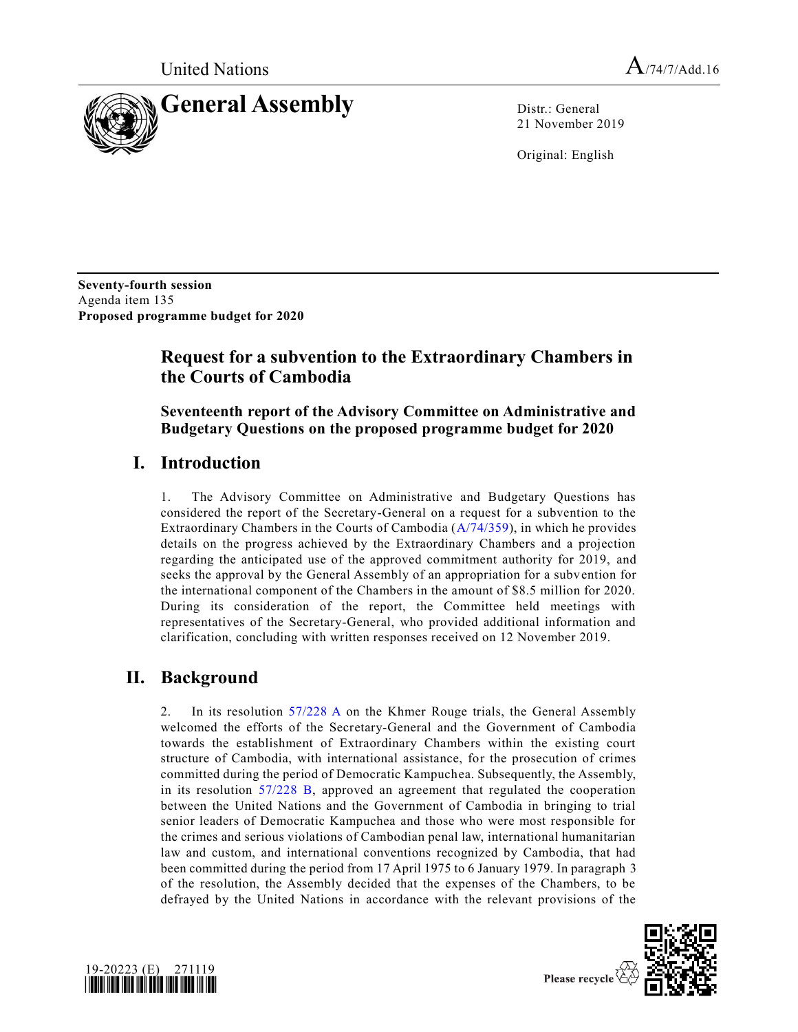United Nations

A/74/7/Add.16

# General Assembly

Distr.: General
21 November 2019

Original: English

**Seventy-fourth session**
Agenda item 135
**Proposed programme budget for 2020**

## Request for a subvention to the Extraordinary Chambers in the Courts of Cambodia

### Seventeenth report of the Advisory Committee on Administrative and Budgetary Questions on the proposed programme budget for 2020

## I. Introduction

1. The Advisory Committee on Administrative and Budgetary Questions has considered the report of the Secretary-General on a request for a subvention to the Extraordinary Chambers in the Courts of Cambodia (A/74/359), in which he provides details on the progress achieved by the Extraordinary Chambers and a projection regarding the anticipated use of the approved commitment authority for 2019, and seeks the approval by the General Assembly of an appropriation for a subvention for the international component of the Chambers in the amount of $8.5 million for 2020. During its consideration of the report, the Committee held meetings with representatives of the Secretary-General, who provided additional information and clarification, concluding with written responses received on 12 November 2019.

## II. Background

2. In its resolution 57/228 A on the Khmer Rouge trials, the General Assembly welcomed the efforts of the Secretary-General and the Government of Cambodia towards the establishment of Extraordinary Chambers within the existing court structure of Cambodia, with international assistance, for the prosecution of crimes committed during the period of Democratic Kampuchea. Subsequently, the Assembly, in its resolution 57/228 B, approved an agreement that regulated the cooperation between the United Nations and the Government of Cambodia in bringing to trial senior leaders of Democratic Kampuchea and those who were most responsible for the crimes and serious violations of Cambodian penal law, international humanitarian law and custom, and international conventions recognized by Cambodia, that had been committed during the period from 17 April 1975 to 6 January 1979. In paragraph 3 of the resolution, the Assembly decided that the expenses of the Chambers, to be defrayed by the United Nations in accordance with the relevant provisions of the

19-20223 (E) 271119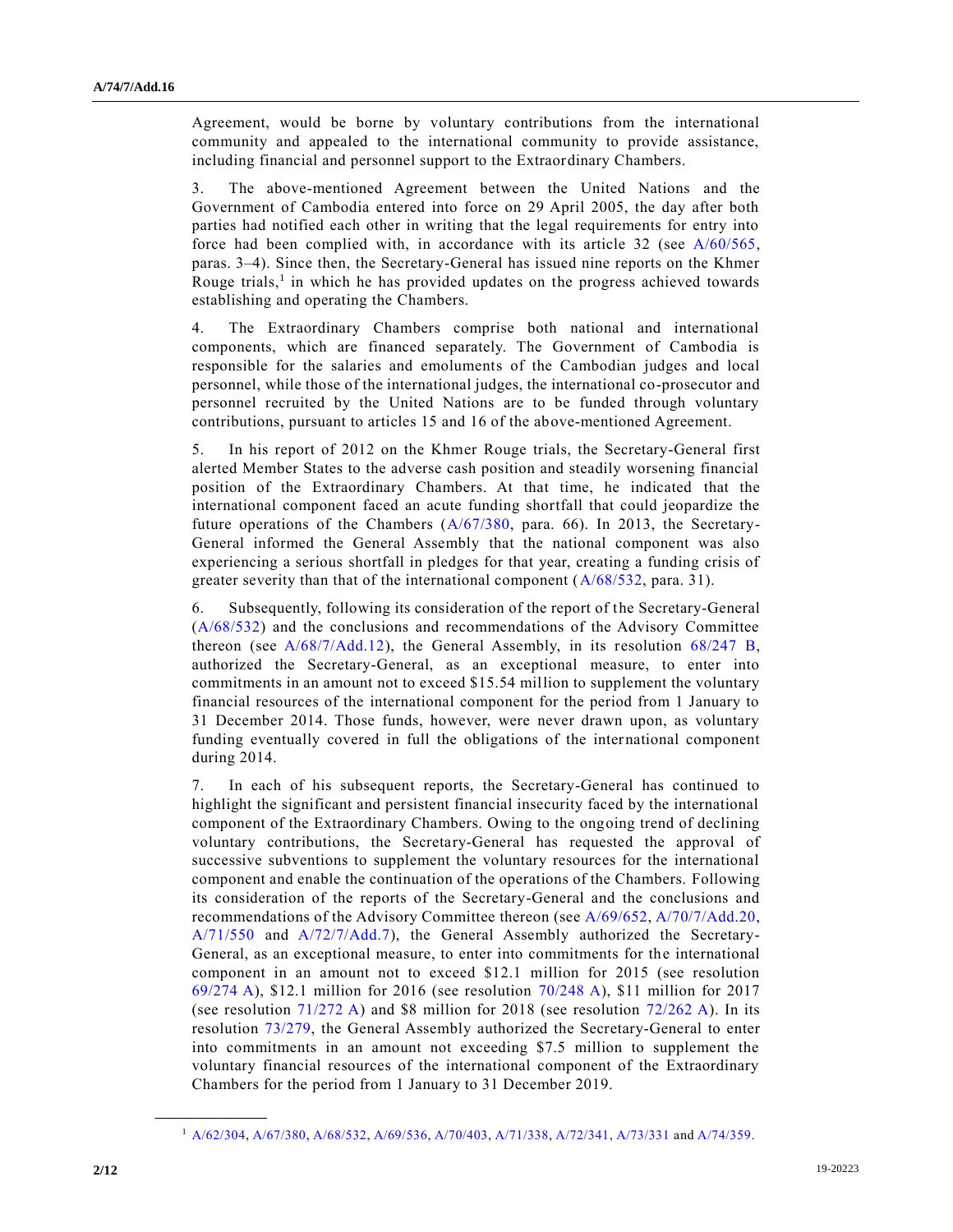Agreement, would be borne by voluntary contributions from the international community and appealed to the international community to provide assistance, including financial and personnel support to the Extraordinary Chambers.

3. The above-mentioned Agreement between the United Nations and the Government of Cambodia entered into force on 29 April 2005, the day after both parties had notified each other in writing that the legal requirements for entry into force had been complied with, in accordance with its article 32 (see A/60/565, paras. 3–4). Since then, the Secretary-General has issued nine reports on the Khmer Rouge trials,[1] in which he has provided updates on the progress achieved towards establishing and operating the Chambers.

4. The Extraordinary Chambers comprise both national and international components, which are financed separately. The Government of Cambodia is responsible for the salaries and emoluments of the Cambodian judges and local personnel, while those of the international judges, the international co-prosecutor and personnel recruited by the United Nations are to be funded through voluntary contributions, pursuant to articles 15 and 16 of the above-mentioned Agreement.

5. In his report of 2012 on the Khmer Rouge trials, the Secretary-General first alerted Member States to the adverse cash position and steadily worsening financial position of the Extraordinary Chambers. At that time, he indicated that the international component faced an acute funding shortfall that could jeopardize the future operations of the Chambers (A/67/380, para. 66). In 2013, the Secretary-General informed the General Assembly that the national component was also experiencing a serious shortfall in pledges for that year, creating a funding crisis of greater severity than that of the international component (A/68/532, para. 31).

6. Subsequently, following its consideration of the report of the Secretary-General (A/68/532) and the conclusions and recommendations of the Advisory Committee thereon (see A/68/7/Add.12), the General Assembly, in its resolution 68/247 B, authorized the Secretary-General, as an exceptional measure, to enter into commitments in an amount not to exceed $15.54 million to supplement the voluntary financial resources of the international component for the period from 1 January to 31 December 2014. Those funds, however, were never drawn upon, as voluntary funding eventually covered in full the obligations of the international component during 2014.

7. In each of his subsequent reports, the Secretary-General has continued to highlight the significant and persistent financial insecurity faced by the international component of the Extraordinary Chambers. Owing to the ongoing trend of declining voluntary contributions, the Secretary-General has requested the approval of successive subventions to supplement the voluntary resources for the international component and enable the continuation of the operations of the Chambers. Following its consideration of the reports of the Secretary-General and the conclusions and recommendations of the Advisory Committee thereon (see A/69/652, A/70/7/Add.20, A/71/550 and A/72/7/Add.7), the General Assembly authorized the Secretary-General, as an exceptional measure, to enter into commitments for the international component in an amount not to exceed $12.1 million for 2015 (see resolution 69/274 A), $12.1 million for 2016 (see resolution 70/248 A), $11 million for 2017 (see resolution 71/272 A) and $8 million for 2018 (see resolution 72/262 A). In its resolution 73/279, the General Assembly authorized the Secretary-General to enter into commitments in an amount not exceeding $7.5 million to supplement the voluntary financial resources of the international component of the Extraordinary Chambers for the period from 1 January to 31 December 2019.

[1] A/62/304, A/67/380, A/68/532, A/69/536, A/70/403, A/71/338, A/72/341, A/73/331 and A/74/359.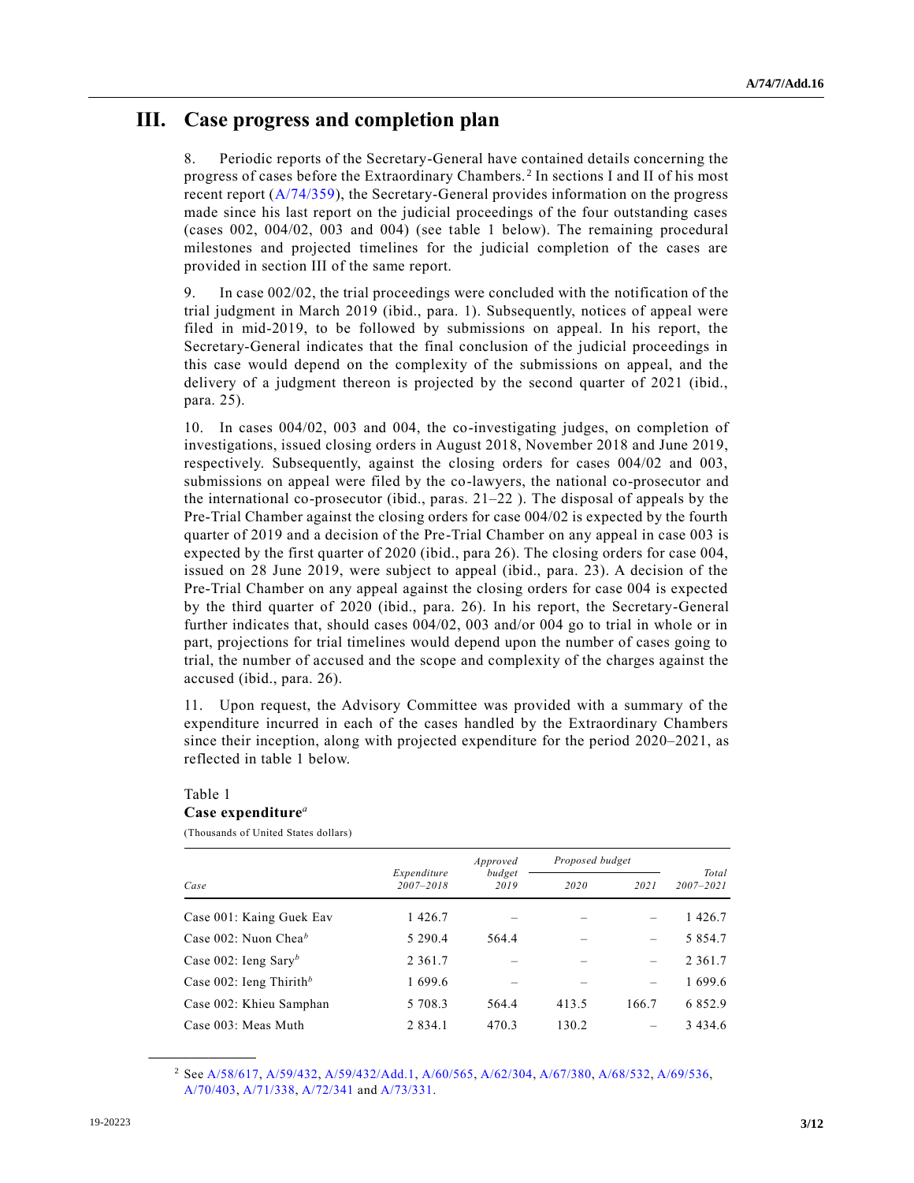## III. Case progress and completion plan

8. Periodic reports of the Secretary-General have contained details concerning the progress of cases before the Extraordinary Chambers.[2] In sections I and II of his most recent report (A/74/359), the Secretary-General provides information on the progress made since his last report on the judicial proceedings of the four outstanding cases (cases 002, 004/02, 003 and 004) (see table 1 below). The remaining procedural milestones and projected timelines for the judicial completion of the cases are provided in section III of the same report.

9. In case 002/02, the trial proceedings were concluded with the notification of the trial judgment in March 2019 (ibid., para. 1). Subsequently, notices of appeal were filed in mid-2019, to be followed by submissions on appeal. In his report, the Secretary-General indicates that the final conclusion of the judicial proceedings in this case would depend on the complexity of the submissions on appeal, and the delivery of a judgment thereon is projected by the second quarter of 2021 (ibid., para. 25).

10. In cases 004/02, 003 and 004, the co-investigating judges, on completion of investigations, issued closing orders in August 2018, November 2018 and June 2019, respectively. Subsequently, against the closing orders for cases 004/02 and 003, submissions on appeal were filed by the co-lawyers, the national co-prosecutor and the international co-prosecutor (ibid., paras. 21–22 ). The disposal of appeals by the Pre-Trial Chamber against the closing orders for case 004/02 is expected by the fourth quarter of 2019 and a decision of the Pre-Trial Chamber on any appeal in case 003 is expected by the first quarter of 2020 (ibid., para 26). The closing orders for case 004, issued on 28 June 2019, were subject to appeal (ibid., para. 23). A decision of the Pre-Trial Chamber on any appeal against the closing orders for case 004 is expected by the third quarter of 2020 (ibid., para. 26). In his report, the Secretary-General further indicates that, should cases 004/02, 003 and/or 004 go to trial in whole or in part, projections for trial timelines would depend upon the number of cases going to trial, the number of accused and the scope and complexity of the charges against the accused (ibid., para. 26).

11. Upon request, the Advisory Committee was provided with a summary of the expenditure incurred in each of the cases handled by the Extraordinary Chambers since their inception, along with projected expenditure for the period 2020–2021, as reflected in table 1 below.

Table 1
**Case expenditure**[a]
(Thousands of United States dollars)

| Case | Expenditure 2007–2018 | Approved budget 2019 | Proposed budget | | Total 2007–2021 |
|---|---|---|---|---|---|
| | | | 2020 | 2021 | |
| Case 001: Kaing Guek Eav | 1 426.7 | – | – | – | 1 426.7 |
| Case 002: Nuon Chea[b] | 5 290.4 | 564.4 | – | – | 5 854.7 |
| Case 002: Ieng Sary[b] | 2 361.7 | – | – | – | 2 361.7 |
| Case 002: Ieng Thirith[b] | 1 699.6 | – | – | – | 1 699.6 |
| Case 002: Khieu Samphan | 5 708.3 | 564.4 | 413.5 | 166.7 | 6 852.9 |
| Case 003: Meas Muth | 2 834.1 | 470.3 | 130.2 | – | 3 434.6 |

[2] See A/58/617, A/59/432, A/59/432/Add.1, A/60/565, A/62/304, A/67/380, A/68/532, A/69/536, A/70/403, A/71/338, A/72/341 and A/73/331.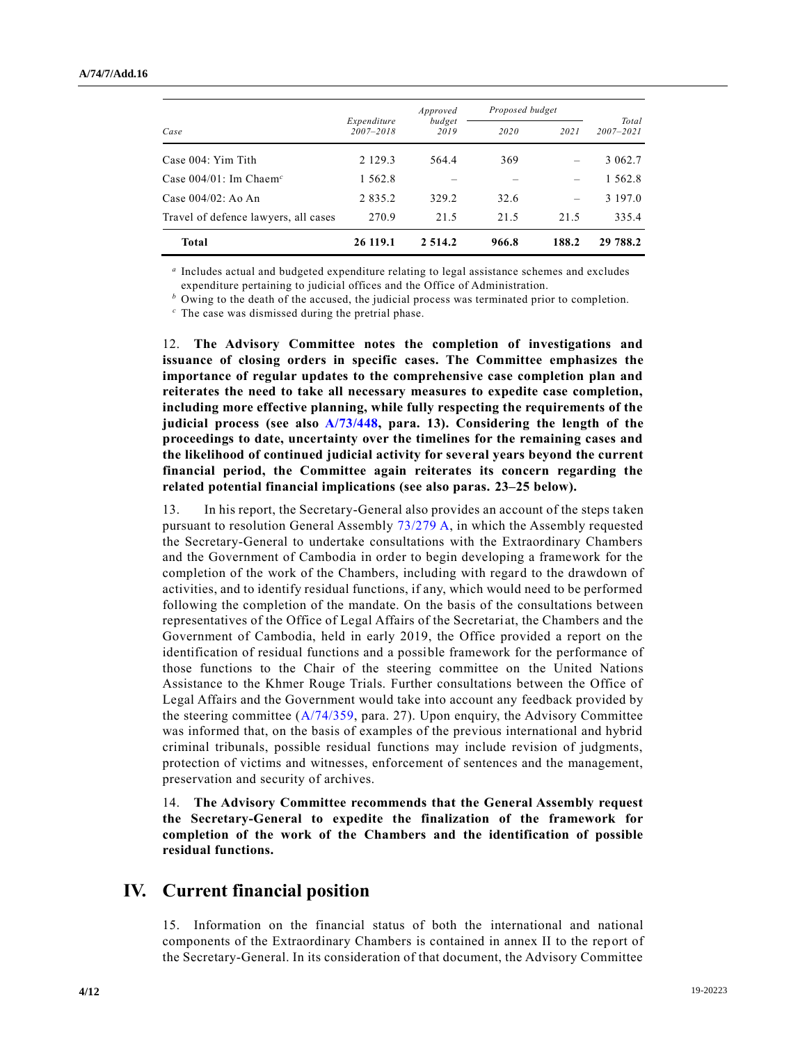| Case | Expenditure 2007–2018 | Approved budget 2019 | Proposed budget | | Total 2007–2021 |
|---|---|---|---|---|---|
| | | | 2020 | 2021 | |
| Case 004: Yim Tith | 2 129.3 | 564.4 | 369 | – | 3 062.7 |
| Case 004/01: Im Chaem[c] | 1 562.8 | – | – | – | 1 562.8 |
| Case 004/02: Ao An | 2 835.2 | 329.2 | 32.6 | – | 3 197.0 |
| Travel of defence lawyers, all cases | 270.9 | 21.5 | 21.5 | 21.5 | 335.4 |
| **Total** | **26 119.1** | **2 514.2** | **966.8** | **188.2** | **29 788.2** |

[a] Includes actual and budgeted expenditure relating to legal assistance schemes and excludes expenditure pertaining to judicial offices and the Office of Administration.

[b] Owing to the death of the accused, the judicial process was terminated prior to completion.

[c] The case was dismissed during the pretrial phase.

12. **The Advisory Committee notes the completion of investigations and issuance of closing orders in specific cases. The Committee emphasizes the importance of regular updates to the comprehensive case completion plan and reiterates the need to take all necessary measures to expedite case completion, including more effective planning, while fully respecting the requirements of the judicial process (see also A/73/448, para. 13). Considering the length of the proceedings to date, uncertainty over the timelines for the remaining cases and the likelihood of continued judicial activity for several years beyond the current financial period, the Committee again reiterates its concern regarding the related potential financial implications (see also paras. 23–25 below).**

13. In his report, the Secretary-General also provides an account of the steps taken pursuant to resolution General Assembly 73/279 A, in which the Assembly requested the Secretary-General to undertake consultations with the Extraordinary Chambers and the Government of Cambodia in order to begin developing a framework for the completion of the work of the Chambers, including with regard to the drawdown of activities, and to identify residual functions, if any, which would need to be performed following the completion of the mandate. On the basis of the consultations between representatives of the Office of Legal Affairs of the Secretariat, the Chambers and the Government of Cambodia, held in early 2019, the Office provided a report on the identification of residual functions and a possible framework for the performance of those functions to the Chair of the steering committee on the United Nations Assistance to the Khmer Rouge Trials. Further consultations between the Office of Legal Affairs and the Government would take into account any feedback provided by the steering committee (A/74/359, para. 27). Upon enquiry, the Advisory Committee was informed that, on the basis of examples of the previous international and hybrid criminal tribunals, possible residual functions may include revision of judgments, protection of victims and witnesses, enforcement of sentences and the management, preservation and security of archives.

14. **The Advisory Committee recommends that the General Assembly request the Secretary-General to expedite the finalization of the framework for completion of the work of the Chambers and the identification of possible residual functions.**

# IV. Current financial position

15. Information on the financial status of both the international and national components of the Extraordinary Chambers is contained in annex II to the report of the Secretary-General. In its consideration of that document, the Advisory Committee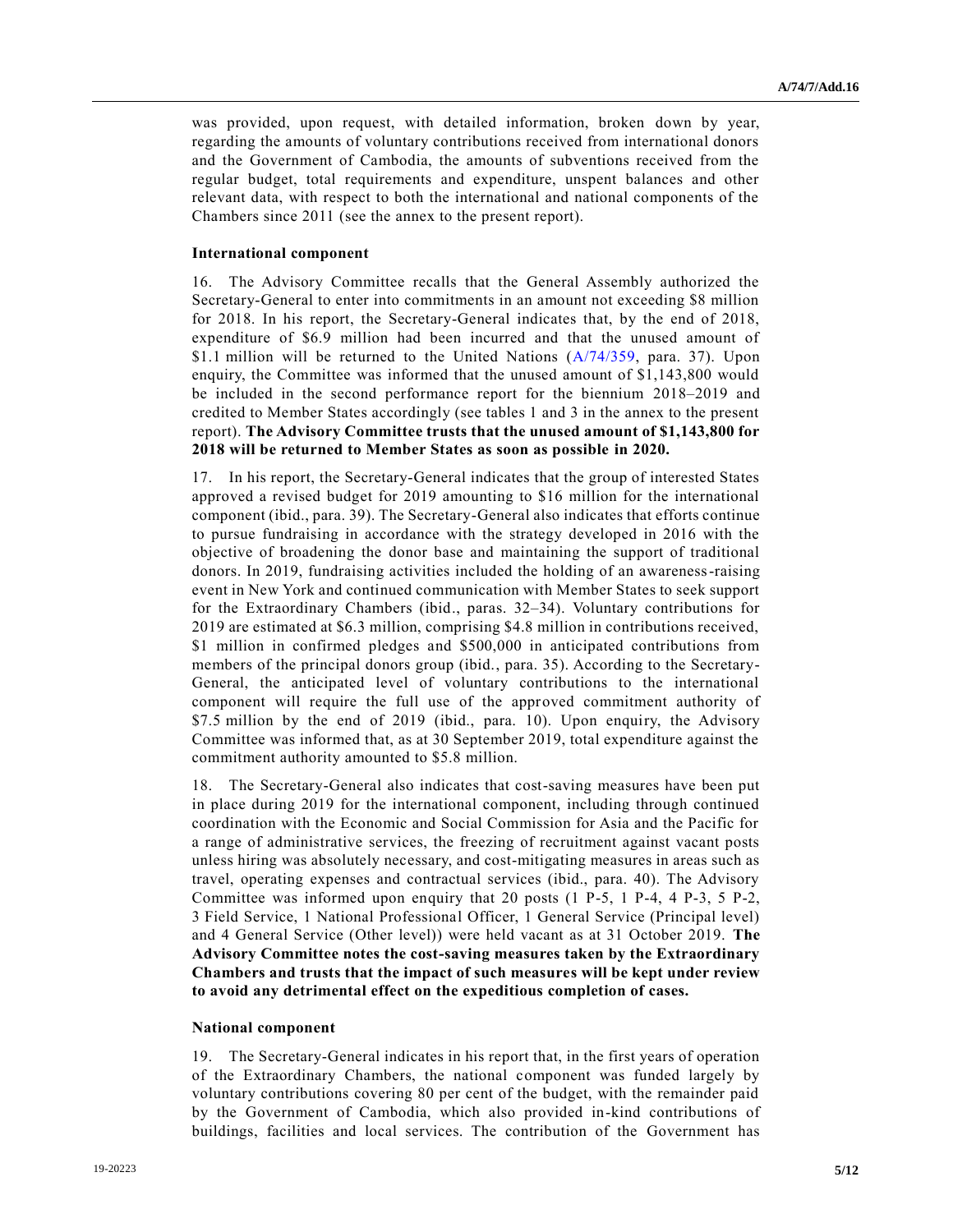was provided, upon request, with detailed information, broken down by year, regarding the amounts of voluntary contributions received from international donors and the Government of Cambodia, the amounts of subventions received from the regular budget, total requirements and expenditure, unspent balances and other relevant data, with respect to both the international and national components of the Chambers since 2011 (see the annex to the present report).

### International component

16. The Advisory Committee recalls that the General Assembly authorized the Secretary-General to enter into commitments in an amount not exceeding $8 million for 2018. In his report, the Secretary-General indicates that, by the end of 2018, expenditure of $6.9 million had been incurred and that the unused amount of $1.1 million will be returned to the United Nations (A/74/359, para. 37). Upon enquiry, the Committee was informed that the unused amount of $1,143,800 would be included in the second performance report for the biennium 2018–2019 and credited to Member States accordingly (see tables 1 and 3 in the annex to the present report). **The Advisory Committee trusts that the unused amount of $1,143,800 for 2018 will be returned to Member States as soon as possible in 2020.**

17. In his report, the Secretary-General indicates that the group of interested States approved a revised budget for 2019 amounting to $16 million for the international component (ibid., para. 39). The Secretary-General also indicates that efforts continue to pursue fundraising in accordance with the strategy developed in 2016 with the objective of broadening the donor base and maintaining the support of traditional donors. In 2019, fundraising activities included the holding of an awareness-raising event in New York and continued communication with Member States to seek support for the Extraordinary Chambers (ibid., paras. 32–34). Voluntary contributions for 2019 are estimated at $6.3 million, comprising $4.8 million in contributions received, $1 million in confirmed pledges and $500,000 in anticipated contributions from members of the principal donors group (ibid., para. 35). According to the Secretary-General, the anticipated level of voluntary contributions to the international component will require the full use of the approved commitment authority of $7.5 million by the end of 2019 (ibid., para. 10). Upon enquiry, the Advisory Committee was informed that, as at 30 September 2019, total expenditure against the commitment authority amounted to $5.8 million.

18. The Secretary-General also indicates that cost-saving measures have been put in place during 2019 for the international component, including through continued coordination with the Economic and Social Commission for Asia and the Pacific for a range of administrative services, the freezing of recruitment against vacant posts unless hiring was absolutely necessary, and cost-mitigating measures in areas such as travel, operating expenses and contractual services (ibid., para. 40). The Advisory Committee was informed upon enquiry that 20 posts (1 P-5, 1 P-4, 4 P-3, 5 P-2, 3 Field Service, 1 National Professional Officer, 1 General Service (Principal level) and 4 General Service (Other level)) were held vacant as at 31 October 2019. **The Advisory Committee notes the cost-saving measures taken by the Extraordinary Chambers and trusts that the impact of such measures will be kept under review to avoid any detrimental effect on the expeditious completion of cases.**

### National component

19. The Secretary-General indicates in his report that, in the first years of operation of the Extraordinary Chambers, the national component was funded largely by voluntary contributions covering 80 per cent of the budget, with the remainder paid by the Government of Cambodia, which also provided in-kind contributions of buildings, facilities and local services. The contribution of the Government has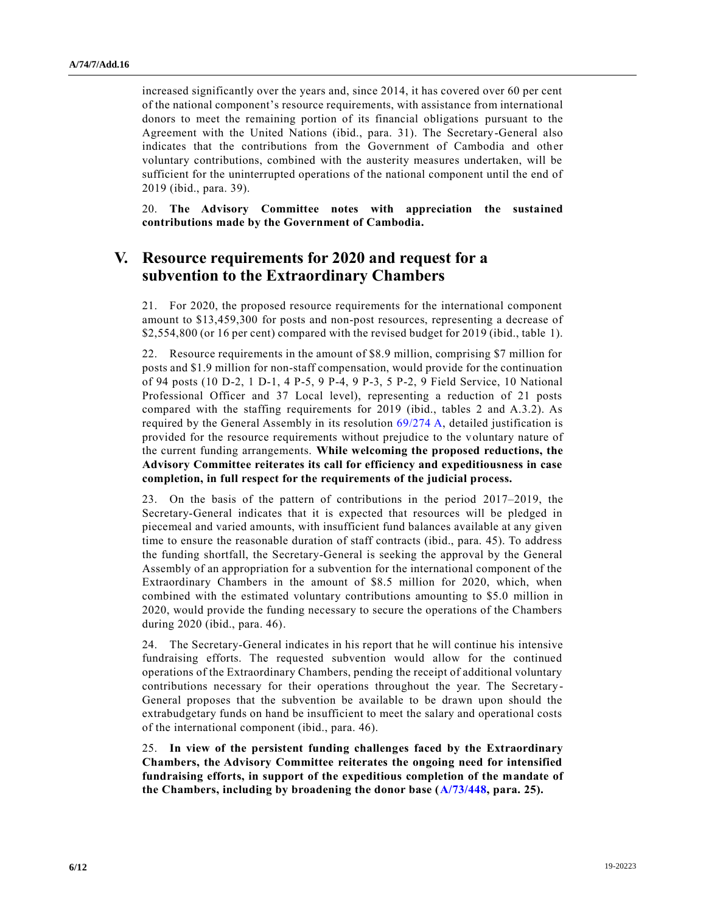increased significantly over the years and, since 2014, it has covered over 60 per cent of the national component's resource requirements, with assistance from international donors to meet the remaining portion of its financial obligations pursuant to the Agreement with the United Nations (ibid., para. 31). The Secretary-General also indicates that the contributions from the Government of Cambodia and other voluntary contributions, combined with the austerity measures undertaken, will be sufficient for the uninterrupted operations of the national component until the end of 2019 (ibid., para. 39).

20. **The Advisory Committee notes with appreciation the sustained contributions made by the Government of Cambodia.**

# V. Resource requirements for 2020 and request for a subvention to the Extraordinary Chambers

21. For 2020, the proposed resource requirements for the international component amount to $13,459,300 for posts and non-post resources, representing a decrease of $2,554,800 (or 16 per cent) compared with the revised budget for 2019 (ibid., table 1).

22. Resource requirements in the amount of $8.9 million, comprising $7 million for posts and $1.9 million for non-staff compensation, would provide for the continuation of 94 posts (10 D-2, 1 D-1, 4 P-5, 9 P-4, 9 P-3, 5 P-2, 9 Field Service, 10 National Professional Officer and 37 Local level), representing a reduction of 21 posts compared with the staffing requirements for 2019 (ibid., tables 2 and A.3.2). As required by the General Assembly in its resolution 69/274 A, detailed justification is provided for the resource requirements without prejudice to the voluntary nature of the current funding arrangements. **While welcoming the proposed reductions, the Advisory Committee reiterates its call for efficiency and expeditiousness in case completion, in full respect for the requirements of the judicial process.**

23. On the basis of the pattern of contributions in the period 2017–2019, the Secretary-General indicates that it is expected that resources will be pledged in piecemeal and varied amounts, with insufficient fund balances available at any given time to ensure the reasonable duration of staff contracts (ibid., para. 45). To address the funding shortfall, the Secretary-General is seeking the approval by the General Assembly of an appropriation for a subvention for the international component of the Extraordinary Chambers in the amount of $8.5 million for 2020, which, when combined with the estimated voluntary contributions amounting to $5.0 million in 2020, would provide the funding necessary to secure the operations of the Chambers during 2020 (ibid., para. 46).

24. The Secretary-General indicates in his report that he will continue his intensive fundraising efforts. The requested subvention would allow for the continued operations of the Extraordinary Chambers, pending the receipt of additional voluntary contributions necessary for their operations throughout the year. The Secretary-General proposes that the subvention be available to be drawn upon should the extrabudgetary funds on hand be insufficient to meet the salary and operational costs of the international component (ibid., para. 46).

25. **In view of the persistent funding challenges faced by the Extraordinary Chambers, the Advisory Committee reiterates the ongoing need for intensified fundraising efforts, in support of the expeditious completion of the mandate of the Chambers, including by broadening the donor base (A/73/448, para. 25).**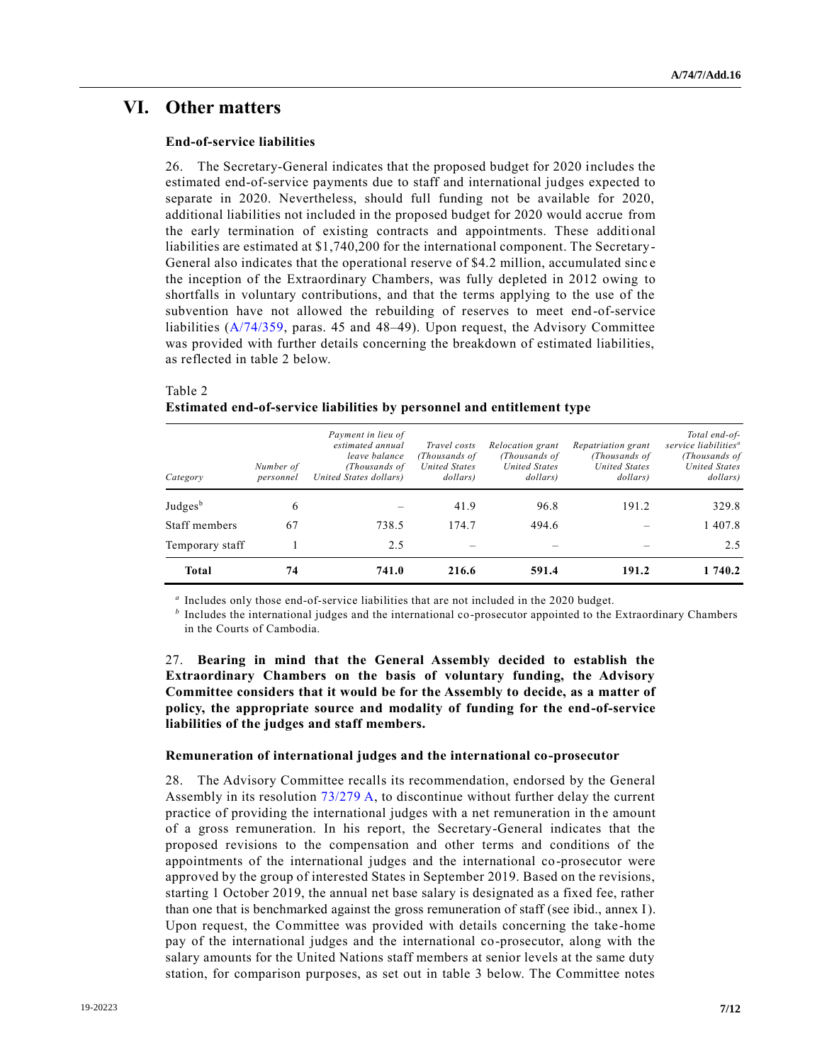# VI. Other matters

### End-of-service liabilities

26. The Secretary-General indicates that the proposed budget for 2020 includes the estimated end-of-service payments due to staff and international judges expected to separate in 2020. Nevertheless, should full funding not be available for 2020, additional liabilities not included in the proposed budget for 2020 would accrue from the early termination of existing contracts and appointments. These additional liabilities are estimated at $1,740,200 for the international component. The Secretary-General also indicates that the operational reserve of $4.2 million, accumulated since the inception of the Extraordinary Chambers, was fully depleted in 2012 owing to shortfalls in voluntary contributions, and that the terms applying to the use of the subvention have not allowed the rebuilding of reserves to meet end-of-service liabilities (A/74/359, paras. 45 and 48–49). Upon request, the Advisory Committee was provided with further details concerning the breakdown of estimated liabilities, as reflected in table 2 below.

Table 2
**Estimated end-of-service liabilities by personnel and entitlement type**

| Category | Number of personnel | Payment in lieu of estimated annual leave balance (Thousands of United States dollars) | Travel costs (Thousands of United States dollars) | Relocation grant (Thousands of United States dollars) | Repatriation grant (Thousands of United States dollars) | Total end-of-service liabilities[a] (Thousands of United States dollars) |
|---|---|---|---|---|---|---|
| Judges[b] | 6 | – | 41.9 | 96.8 | 191.2 | 329.8 |
| Staff members | 67 | 738.5 | 174.7 | 494.6 | – | 1 407.8 |
| Temporary staff | 1 | 2.5 | – | – | – | 2.5 |
| **Total** | **74** | **741.0** | **216.6** | **591.4** | **191.2** | **1 740.2** |

[a] Includes only those end-of-service liabilities that are not included in the 2020 budget.
[b] Includes the international judges and the international co-prosecutor appointed to the Extraordinary Chambers in the Courts of Cambodia.

27. **Bearing in mind that the General Assembly decided to establish the Extraordinary Chambers on the basis of voluntary funding, the Advisory Committee considers that it would be for the Assembly to decide, as a matter of policy, the appropriate source and modality of funding for the end-of-service liabilities of the judges and staff members.**

### Remuneration of international judges and the international co-prosecutor

28. The Advisory Committee recalls its recommendation, endorsed by the General Assembly in its resolution 73/279 A, to discontinue without further delay the current practice of providing the international judges with a net remuneration in the amount of a gross remuneration. In his report, the Secretary-General indicates that the proposed revisions to the compensation and other terms and conditions of the appointments of the international judges and the international co-prosecutor were approved by the group of interested States in September 2019. Based on the revisions, starting 1 October 2019, the annual net base salary is designated as a fixed fee, rather than one that is benchmarked against the gross remuneration of staff (see ibid., annex I). Upon request, the Committee was provided with details concerning the take-home pay of the international judges and the international co-prosecutor, along with the salary amounts for the United Nations staff members at senior levels at the same duty station, for comparison purposes, as set out in table 3 below. The Committee notes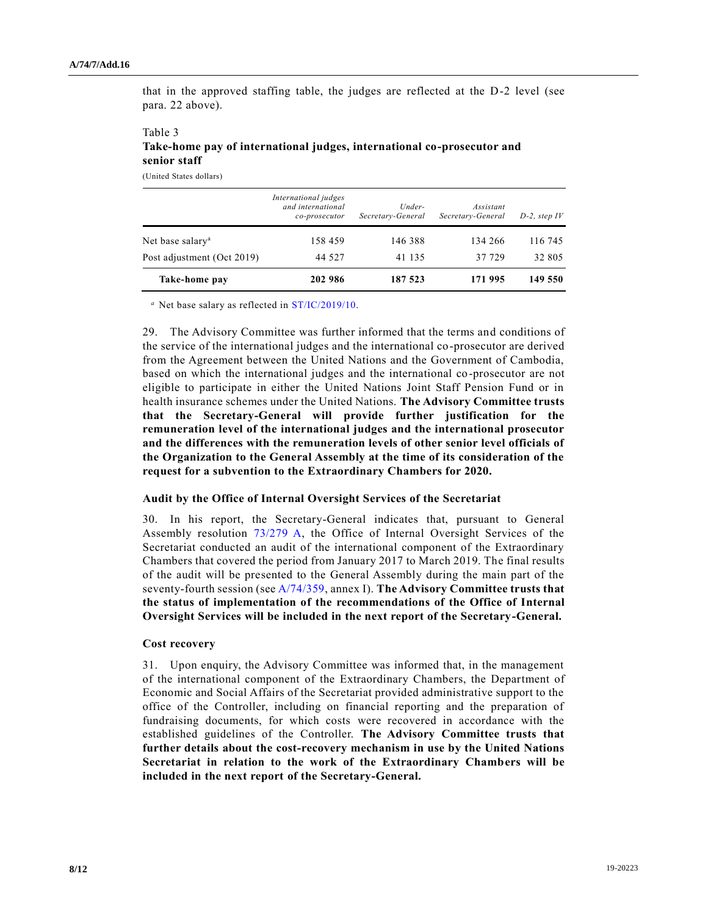that in the approved staffing table, the judges are reflected at the D-2 level (see para. 22 above).

Table 3
**Take-home pay of international judges, international co-prosecutor and senior staff**

(United States dollars)

| | *International judges and international co-prosecutor* | *Under-Secretary-General* | *Assistant Secretary-General* | *D-2, step IV* |
|---|---|---|---|---|
| Net base salary[a] | 158 459 | 146 388 | 134 266 | 116 745 |
| Post adjustment (Oct 2019) | 44 527 | 41 135 | 37 729 | 32 805 |
| **Take-home pay** | **202 986** | **187 523** | **171 995** | **149 550** |

[a] Net base salary as reflected in ST/IC/2019/10.

29. The Advisory Committee was further informed that the terms and conditions of the service of the international judges and the international co-prosecutor are derived from the Agreement between the United Nations and the Government of Cambodia, based on which the international judges and the international co-prosecutor are not eligible to participate in either the United Nations Joint Staff Pension Fund or in health insurance schemes under the United Nations. **The Advisory Committee trusts that the Secretary-General will provide further justification for the remuneration level of the international judges and the international prosecutor and the differences with the remuneration levels of other senior level officials of the Organization to the General Assembly at the time of its consideration of the request for a subvention to the Extraordinary Chambers for 2020.**

### Audit by the Office of Internal Oversight Services of the Secretariat

30. In his report, the Secretary-General indicates that, pursuant to General Assembly resolution 73/279 A, the Office of Internal Oversight Services of the Secretariat conducted an audit of the international component of the Extraordinary Chambers that covered the period from January 2017 to March 2019. The final results of the audit will be presented to the General Assembly during the main part of the seventy-fourth session (see A/74/359, annex I). **The Advisory Committee trusts that the status of implementation of the recommendations of the Office of Internal Oversight Services will be included in the next report of the Secretary-General.**

### Cost recovery

31. Upon enquiry, the Advisory Committee was informed that, in the management of the international component of the Extraordinary Chambers, the Department of Economic and Social Affairs of the Secretariat provided administrative support to the office of the Controller, including on financial reporting and the preparation of fundraising documents, for which costs were recovered in accordance with the established guidelines of the Controller. **The Advisory Committee trusts that further details about the cost-recovery mechanism in use by the United Nations Secretariat in relation to the work of the Extraordinary Chambers will be included in the next report of the Secretary-General.**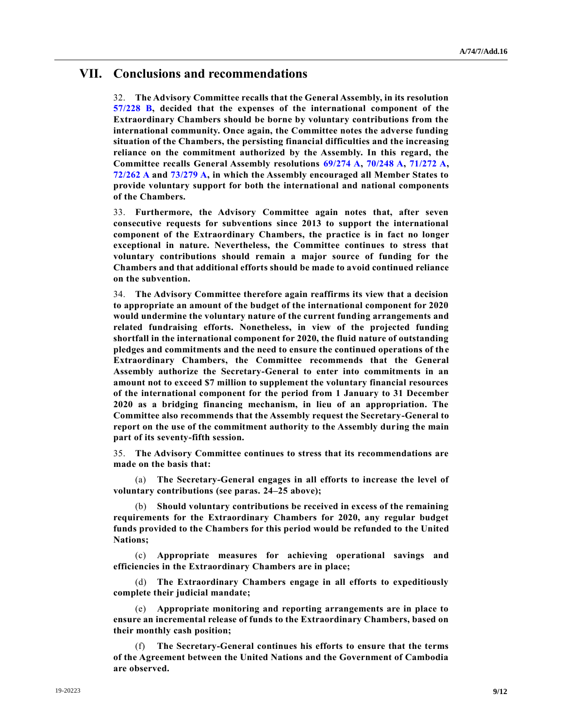## VII. Conclusions and recommendations

32. **The Advisory Committee recalls that the General Assembly, in its resolution 57/228 B, decided that the expenses of the international component of the Extraordinary Chambers should be borne by voluntary contributions from the international community. Once again, the Committee notes the adverse funding situation of the Chambers, the persisting financial difficulties and the increasing reliance on the commitment authorized by the Assembly. In this regard, the Committee recalls General Assembly resolutions 69/274 A, 70/248 A, 71/272 A, 72/262 A and 73/279 A, in which the Assembly encouraged all Member States to provide voluntary support for both the international and national components of the Chambers.**

33. **Furthermore, the Advisory Committee again notes that, after seven consecutive requests for subventions since 2013 to support the international component of the Extraordinary Chambers, the practice is in fact no longer exceptional in nature. Nevertheless, the Committee continues to stress that voluntary contributions should remain a major source of funding for the Chambers and that additional efforts should be made to avoid continued reliance on the subvention.**

34. **The Advisory Committee therefore again reaffirms its view that a decision to appropriate an amount of the budget of the international component for 2020 would undermine the voluntary nature of the current funding arrangements and related fundraising efforts. Nonetheless, in view of the projected funding shortfall in the international component for 2020, the fluid nature of outstanding pledges and commitments and the need to ensure the continued operations of the Extraordinary Chambers, the Committee recommends that the General Assembly authorize the Secretary-General to enter into commitments in an amount not to exceed $7 million to supplement the voluntary financial resources of the international component for the period from 1 January to 31 December 2020 as a bridging financing mechanism, in lieu of an appropriation. The Committee also recommends that the Assembly request the Secretary-General to report on the use of the commitment authority to the Assembly during the main part of its seventy-fifth session.**

35. **The Advisory Committee continues to stress that its recommendations are made on the basis that:**

(a) **The Secretary-General engages in all efforts to increase the level of voluntary contributions (see paras. 24–25 above);**

(b) **Should voluntary contributions be received in excess of the remaining requirements for the Extraordinary Chambers for 2020, any regular budget funds provided to the Chambers for this period would be refunded to the United Nations;**

(c) **Appropriate measures for achieving operational savings and efficiencies in the Extraordinary Chambers are in place;**

(d) **The Extraordinary Chambers engage in all efforts to expeditiously complete their judicial mandate;**

(e) **Appropriate monitoring and reporting arrangements are in place to ensure an incremental release of funds to the Extraordinary Chambers, based on their monthly cash position;**

(f) **The Secretary-General continues his efforts to ensure that the terms of the Agreement between the United Nations and the Government of Cambodia are observed.**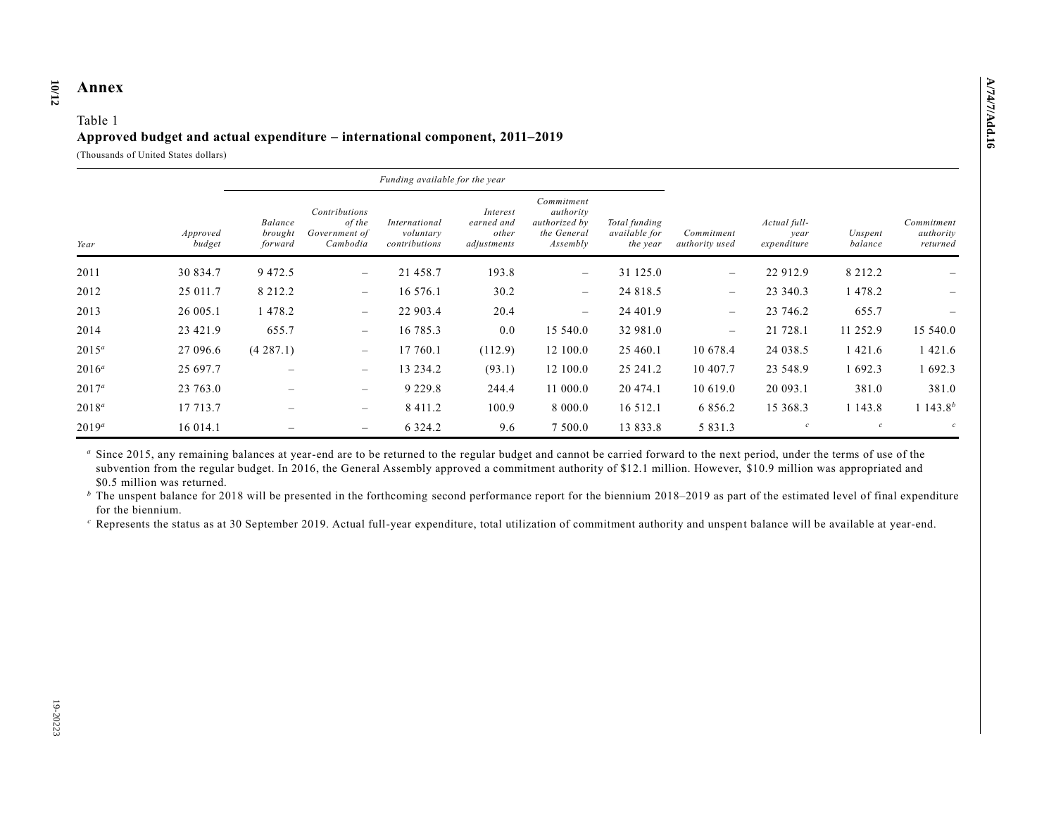# Annex

Table 1

**Approved budget and actual expenditure – international component, 2011–2019**

(Thousands of United States dollars)

| | | *Funding available for the year* | | | | | | | | | |
|---|---|---|---|---|---|---|---|---|---|---|---|
| *Year* | *Approved budget* | *Balance brought forward* | *Contributions of the Government of Cambodia* | *International voluntary contributions* | *Interest earned and other adjustments* | *Commitment authority authorized by the General Assembly* | *Total funding available for the year* | *Commitment authority used* | *Actual full-year expenditure* | *Unspent balance* | *Commitment authority returned* |
| 2011 | 30 834.7 | 9 472.5 | – | 21 458.7 | 193.8 | – | 31 125.0 | – | 22 912.9 | 8 212.2 | – |
| 2012 | 25 011.7 | 8 212.2 | – | 16 576.1 | 30.2 | – | 24 818.5 | – | 23 340.3 | 1 478.2 | – |
| 2013 | 26 005.1 | 1 478.2 | – | 22 903.4 | 20.4 | – | 24 401.9 | – | 23 746.2 | 655.7 | – |
| 2014 | 23 421.9 | 655.7 | – | 16 785.3 | 0.0 | 15 540.0 | 32 981.0 | – | 21 728.1 | 11 252.9 | 15 540.0 |
| 2015[a] | 27 096.6 | (4 287.1) | – | 17 760.1 | (112.9) | 12 100.0 | 25 460.1 | 10 678.4 | 24 038.5 | 1 421.6 | 1 421.6 |
| 2016[a] | 25 697.7 | – | – | 13 234.2 | (93.1) | 12 100.0 | 25 241.2 | 10 407.7 | 23 548.9 | 1 692.3 | 1 692.3 |
| 2017[a] | 23 763.0 | – | – | 9 229.8 | 244.4 | 11 000.0 | 20 474.1 | 10 619.0 | 20 093.1 | 381.0 | 381.0 |
| 2018[a] | 17 713.7 | – | – | 8 411.2 | 100.9 | 8 000.0 | 16 512.1 | 6 856.2 | 15 368.3 | 1 143.8 | 1 143.8[b] |
| 2019[a] | 16 014.1 | – | – | 6 324.2 | 9.6 | 7 500.0 | 13 833.8 | 5 831.3 | [c] | [c] | [c] |

[a] Since 2015, any remaining balances at year-end are to be returned to the regular budget and cannot be carried forward to the next period, under the terms of use of the subvention from the regular budget. In 2016, the General Assembly approved a commitment authority of $12.1 million. However, $10.9 million was appropriated and $0.5 million was returned.

[b] The unspent balance for 2018 will be presented in the forthcoming second performance report for the biennium 2018–2019 as part of the estimated level of final expenditure for the biennium.

[c] Represents the status as at 30 September 2019. Actual full-year expenditure, total utilization of commitment authority and unspent balance will be available at year-end.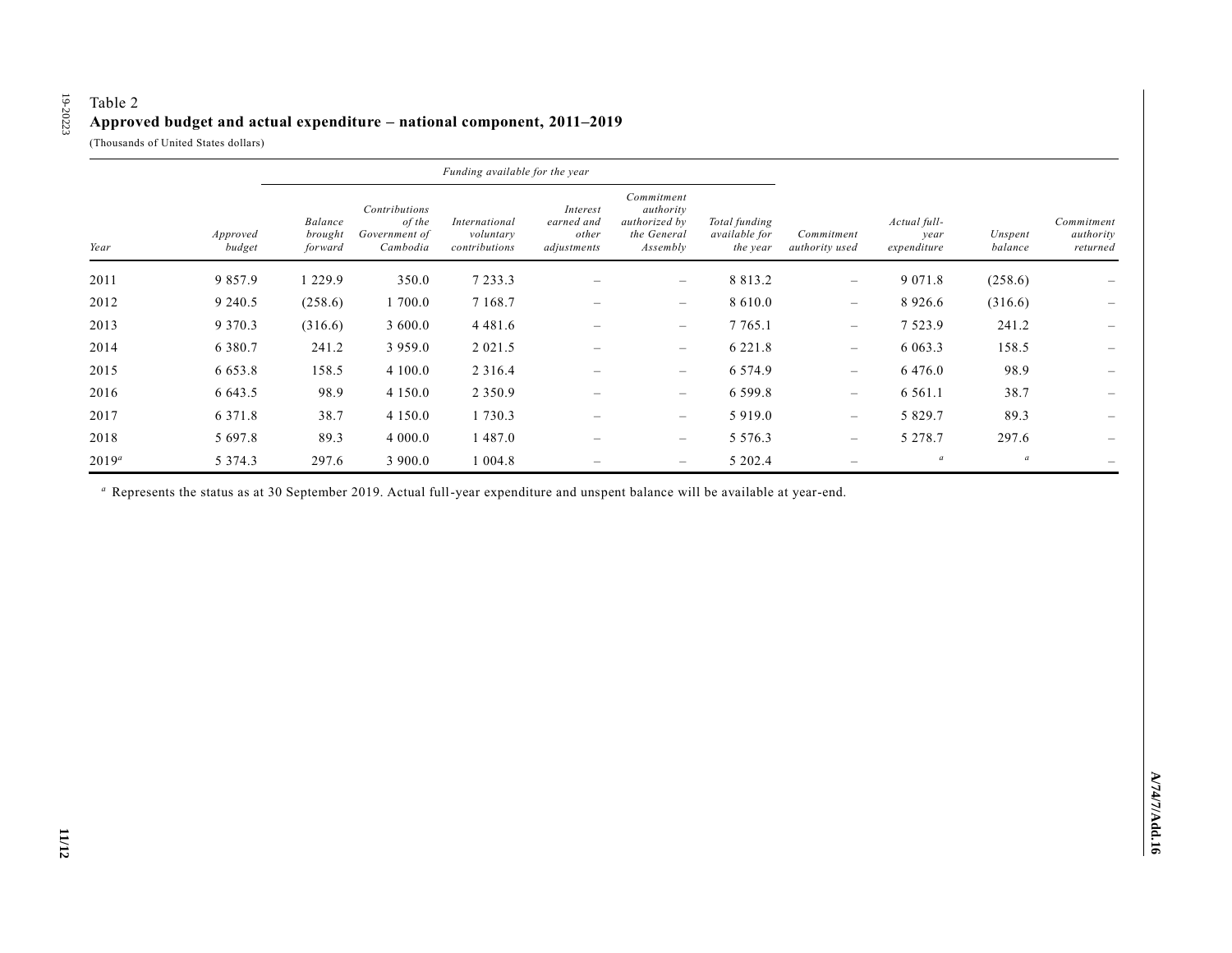Table 2

**Approved budget and actual expenditure – national component, 2011–2019**

(Thousands of United States dollars)

| | | Funding available for the year | | | | | | | | | |
|---|---|---|---|---|---|---|---|---|---|---|---|
| *Year* | *Approved budget* | *Balance brought forward* | *Contributions of the Government of Cambodia* | *International voluntary contributions* | *Interest earned and other adjustments* | *Commitment authority authorized by the General Assembly* | *Total funding available for the year* | *Commitment authority used* | *Actual full-year expenditure* | *Unspent balance* | *Commitment authority returned* |
| 2011 | 9 857.9 | 1 229.9 | 350.0 | 7 233.3 | – | – | 8 813.2 | – | 9 071.8 | (258.6) | – |
| 2012 | 9 240.5 | (258.6) | 1 700.0 | 7 168.7 | – | – | 8 610.0 | – | 8 926.6 | (316.6) | – |
| 2013 | 9 370.3 | (316.6) | 3 600.0 | 4 481.6 | – | – | 7 765.1 | – | 7 523.9 | 241.2 | – |
| 2014 | 6 380.7 | 241.2 | 3 959.0 | 2 021.5 | – | – | 6 221.8 | – | 6 063.3 | 158.5 | – |
| 2015 | 6 653.8 | 158.5 | 4 100.0 | 2 316.4 | – | – | 6 574.9 | – | 6 476.0 | 98.9 | – |
| 2016 | 6 643.5 | 98.9 | 4 150.0 | 2 350.9 | – | – | 6 599.8 | – | 6 561.1 | 38.7 | – |
| 2017 | 6 371.8 | 38.7 | 4 150.0 | 1 730.3 | – | – | 5 919.0 | – | 5 829.7 | 89.3 | – |
| 2018 | 5 697.8 | 89.3 | 4 000.0 | 1 487.0 | – | – | 5 576.3 | – | 5 278.7 | 297.6 | – |
| 2019[a] | 5 374.3 | 297.6 | 3 900.0 | 1 004.8 | – | – | 5 202.4 | – | [a] | [a] | – |

[a] Represents the status as at 30 September 2019. Actual full-year expenditure and unspent balance will be available at year-end.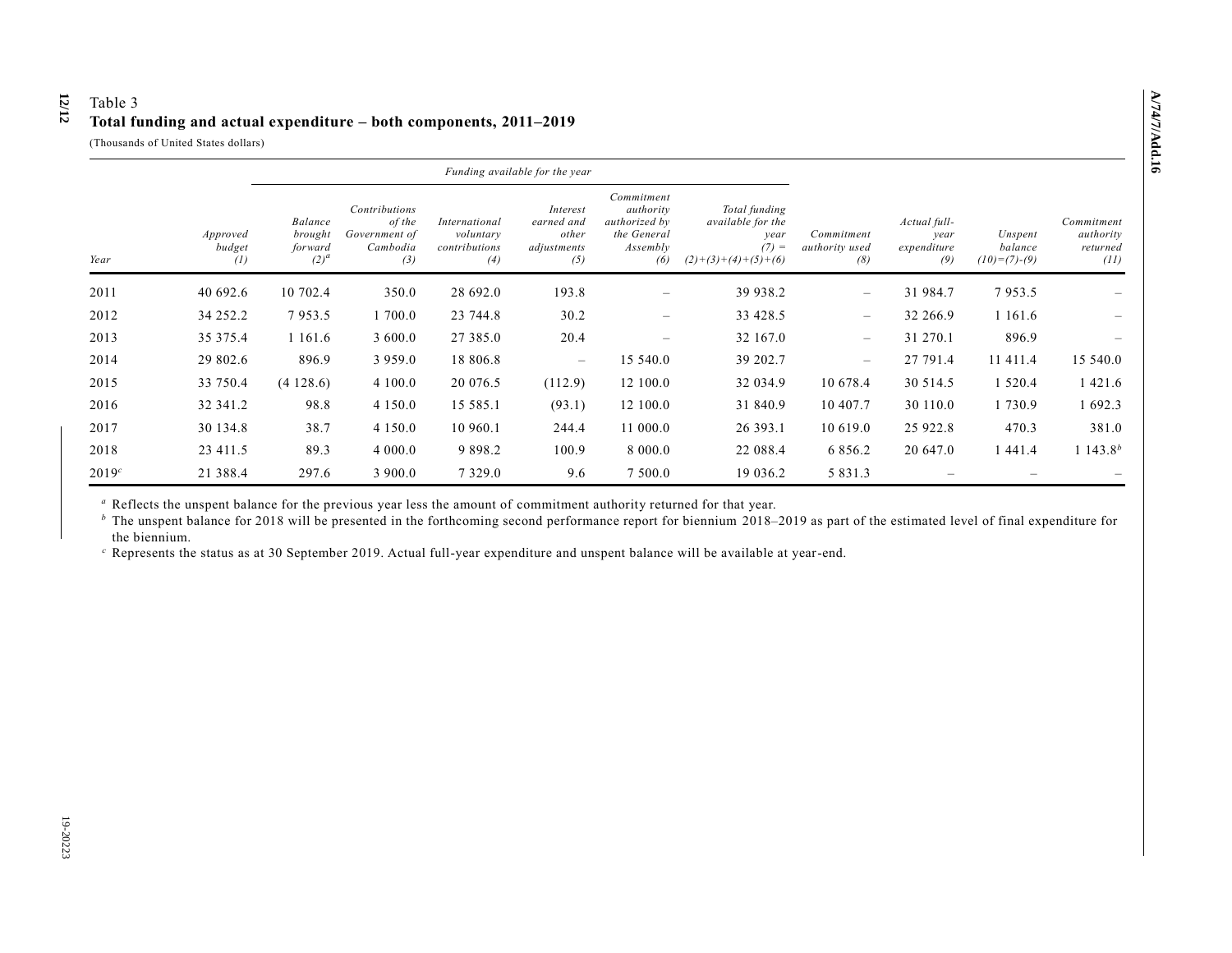Table 3

**Total funding and actual expenditure – both components, 2011–2019**

(Thousands of United States dollars)

| | | Funding available for the year | | | | | | | | | |
|---|---|---|---|---|---|---|---|---|---|---|---|
| *Year* | *Approved budget (1)* | *Balance brought forward (2)[a]* | *Contributions of the Government of Cambodia (3)* | *International voluntary contributions (4)* | *Interest earned and other adjustments (5)* | *Commitment authority authorized by the General Assembly (6)* | *Total funding available for the year (7) = (2)+(3)+(4)+(5)+(6)* | *Commitment authority used (8)* | *Actual full-year expenditure (9)* | *Unspent balance (10)=(7)-(9)* | *Commitment authority returned (11)* |
| 2011 | 40 692.6 | 10 702.4 | 350.0 | 28 692.0 | 193.8 | – | 39 938.2 | – | 31 984.7 | 7 953.5 | – |
| 2012 | 34 252.2 | 7 953.5 | 1 700.0 | 23 744.8 | 30.2 | – | 33 428.5 | – | 32 266.9 | 1 161.6 | – |
| 2013 | 35 375.4 | 1 161.6 | 3 600.0 | 27 385.0 | 20.4 | – | 32 167.0 | – | 31 270.1 | 896.9 | – |
| 2014 | 29 802.6 | 896.9 | 3 959.0 | 18 806.8 | – | 15 540.0 | 39 202.7 | – | 27 791.4 | 11 411.4 | 15 540.0 |
| 2015 | 33 750.4 | (4 128.6) | 4 100.0 | 20 076.5 | (112.9) | 12 100.0 | 32 034.9 | 10 678.4 | 30 514.5 | 1 520.4 | 1 421.6 |
| 2016 | 32 341.2 | 98.8 | 4 150.0 | 15 585.1 | (93.1) | 12 100.0 | 31 840.9 | 10 407.7 | 30 110.0 | 1 730.9 | 1 692.3 |
| 2017 | 30 134.8 | 38.7 | 4 150.0 | 10 960.1 | 244.4 | 11 000.0 | 26 393.1 | 10 619.0 | 25 922.8 | 470.3 | 381.0 |
| 2018 | 23 411.5 | 89.3 | 4 000.0 | 9 898.2 | 100.9 | 8 000.0 | 22 088.4 | 6 856.2 | 20 647.0 | 1 441.4 | 1 143.8[b] |
| 2019[c] | 21 388.4 | 297.6 | 3 900.0 | 7 329.0 | 9.6 | 7 500.0 | 19 036.2 | 5 831.3 | – | – | – |

[a] Reflects the unspent balance for the previous year less the amount of commitment authority returned for that year.

[b] The unspent balance for 2018 will be presented in the forthcoming second performance report for biennium 2018–2019 as part of the estimated level of final expenditure for the biennium.

[c] Represents the status as at 30 September 2019. Actual full-year expenditure and unspent balance will be available at year-end.